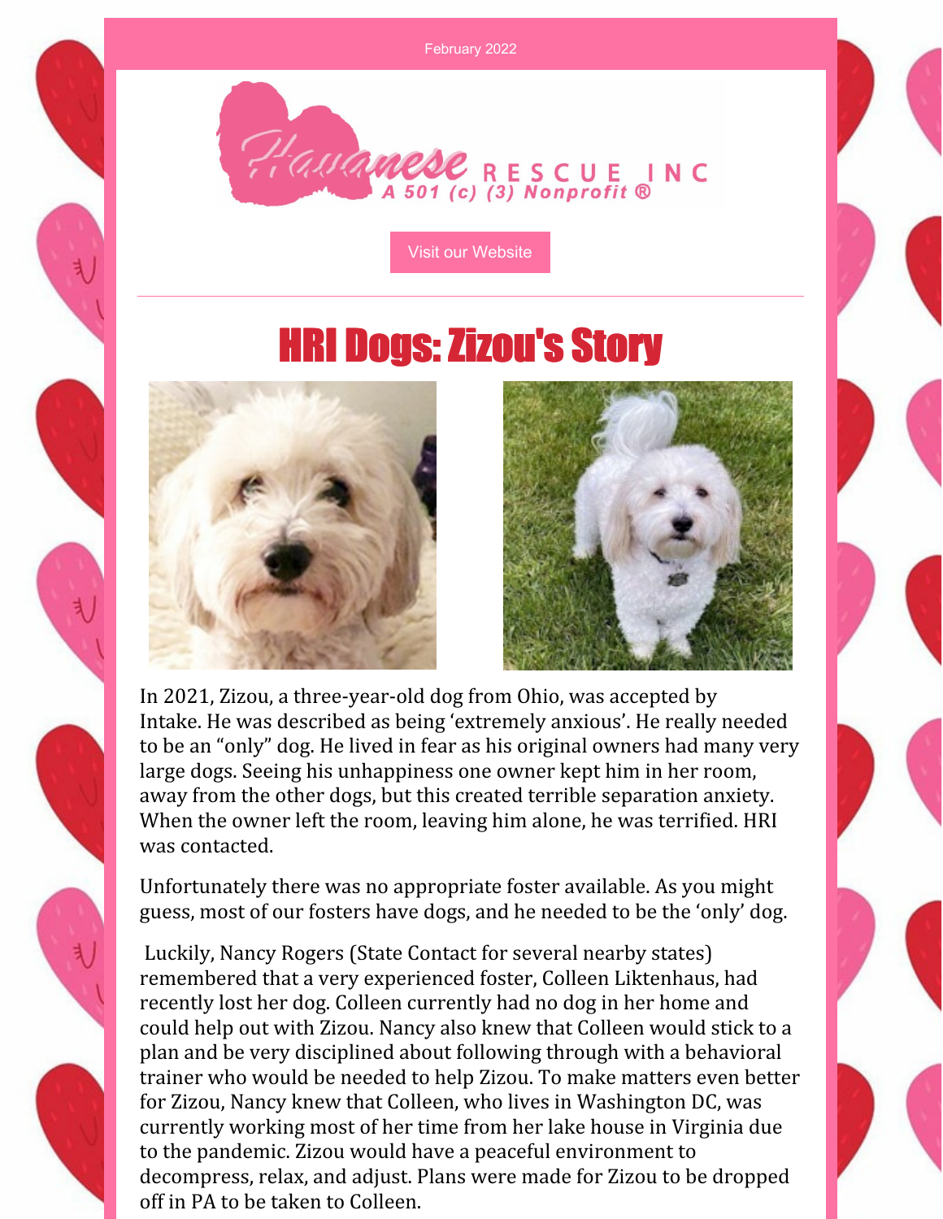February 2022

Havanese RESCUE INC
A 501 (c) (3) Nonprofit ®

Visit our Website

---

# HRI Dogs: Zizou's Story

In 2021, Zizou, a three-year-old dog from Ohio, was accepted by Intake. He was described as being 'extremely anxious'. He really needed to be an "only" dog. He lived in fear as his original owners had many very large dogs. Seeing his unhappiness one owner kept him in her room, away from the other dogs, but this created terrible separation anxiety. When the owner left the room, leaving him alone, he was terrified. HRI was contacted.

Unfortunately there was no appropriate foster available. As you might guess, most of our fosters have dogs, and he needed to be the 'only' dog.

Luckily, Nancy Rogers (State Contact for several nearby states) remembered that a very experienced foster, Colleen Liktenhaus, had recently lost her dog. Colleen currently had no dog in her home and could help out with Zizou. Nancy also knew that Colleen would stick to a plan and be very disciplined about following through with a behavioral trainer who would be needed to help Zizou. To make matters even better for Zizou, Nancy knew that Colleen, who lives in Washington DC, was currently working most of her time from her lake house in Virginia due to the pandemic. Zizou would have a peaceful environment to decompress, relax, and adjust. Plans were made for Zizou to be dropped off in PA to be taken to Colleen.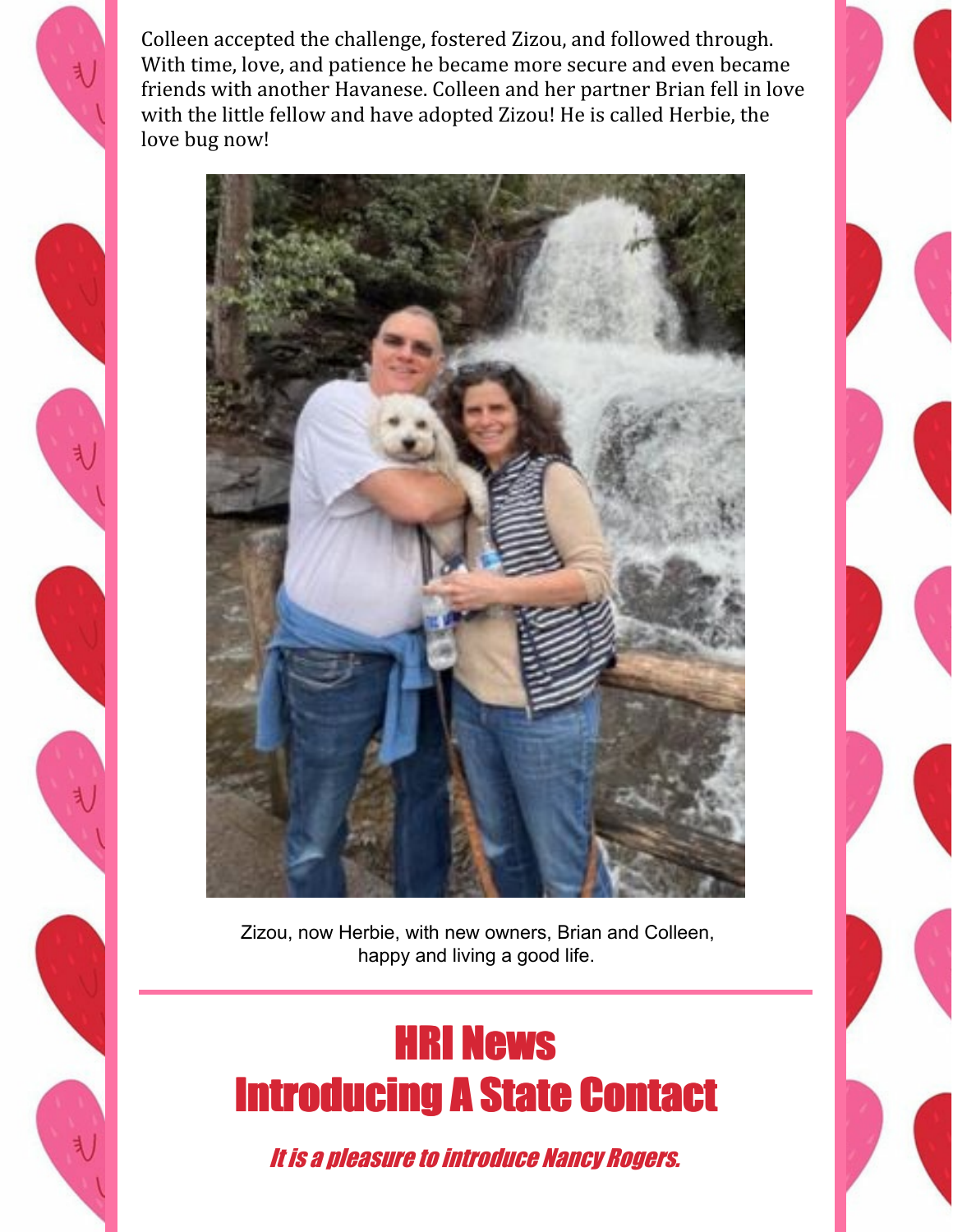Colleen accepted the challenge, fostered Zizou, and followed through. With time, love, and patience he became more secure and even became friends with another Havanese. Colleen and her partner Brian fell in love with the little fellow and have adopted Zizou! He is called Herbie, the love bug now!

Zizou, now Herbie, with new owners, Brian and Colleen, happy and living a good life.

## HRI News
## Introducing A State Contact

***It is a pleasure to introduce Nancy Rogers.***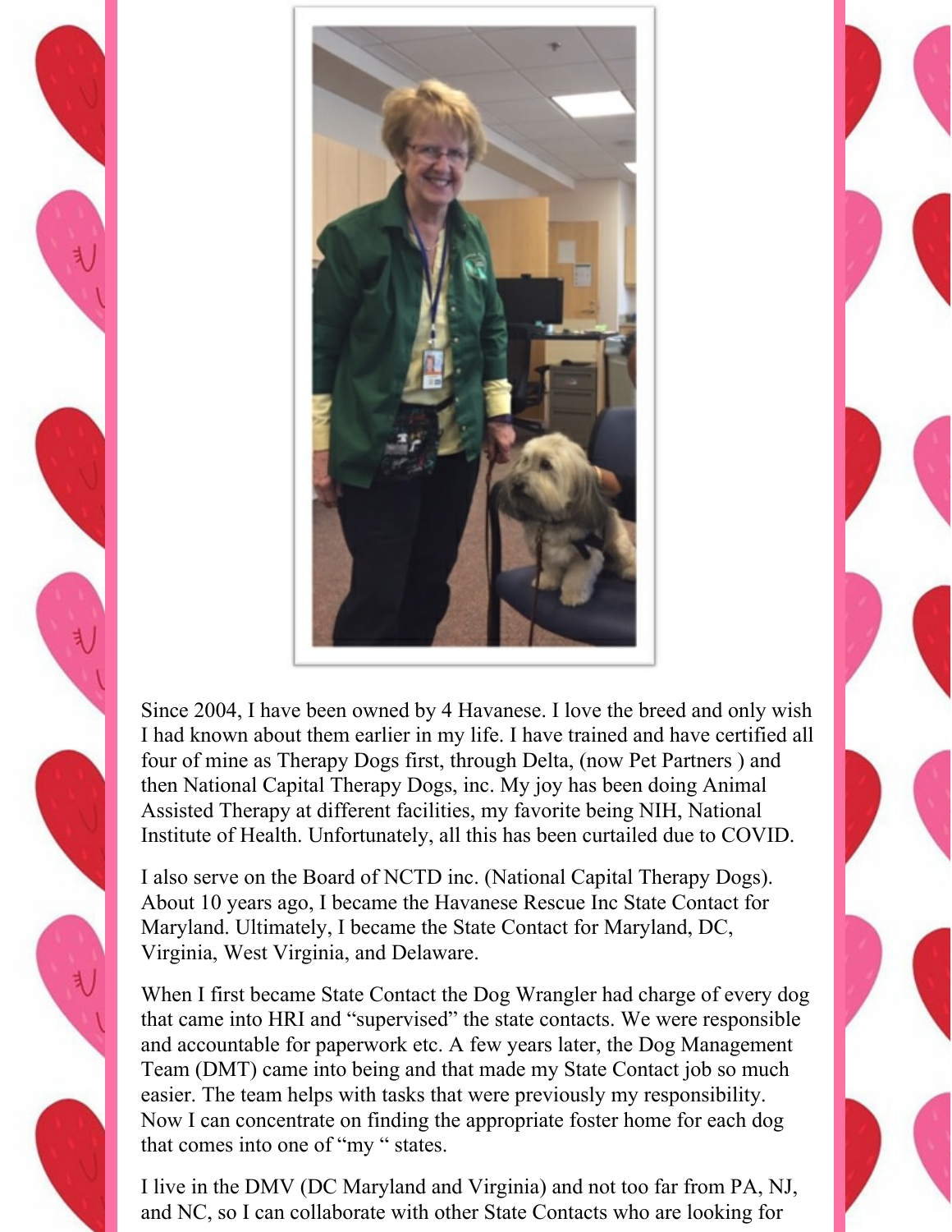Since 2004, I have been owned by 4 Havanese. I love the breed and only wish I had known about them earlier in my life. I have trained and have certified all four of mine as Therapy Dogs first, through Delta, (now Pet Partners ) and then National Capital Therapy Dogs, inc. My joy has been doing Animal Assisted Therapy at different facilities, my favorite being NIH, National Institute of Health. Unfortunately, all this has been curtailed due to COVID.

I also serve on the Board of NCTD inc. (National Capital Therapy Dogs). About 10 years ago, I became the Havanese Rescue Inc State Contact for Maryland. Ultimately, I became the State Contact for Maryland, DC, Virginia, West Virginia, and Delaware.

When I first became State Contact the Dog Wrangler had charge of every dog that came into HRI and "supervised" the state contacts. We were responsible and accountable for paperwork etc. A few years later, the Dog Management Team (DMT) came into being and that made my State Contact job so much easier. The team helps with tasks that were previously my responsibility. Now I can concentrate on finding the appropriate foster home for each dog that comes into one of "my " states.

I live in the DMV (DC Maryland and Virginia) and not too far from PA, NJ, and NC, so I can collaborate with other State Contacts who are looking for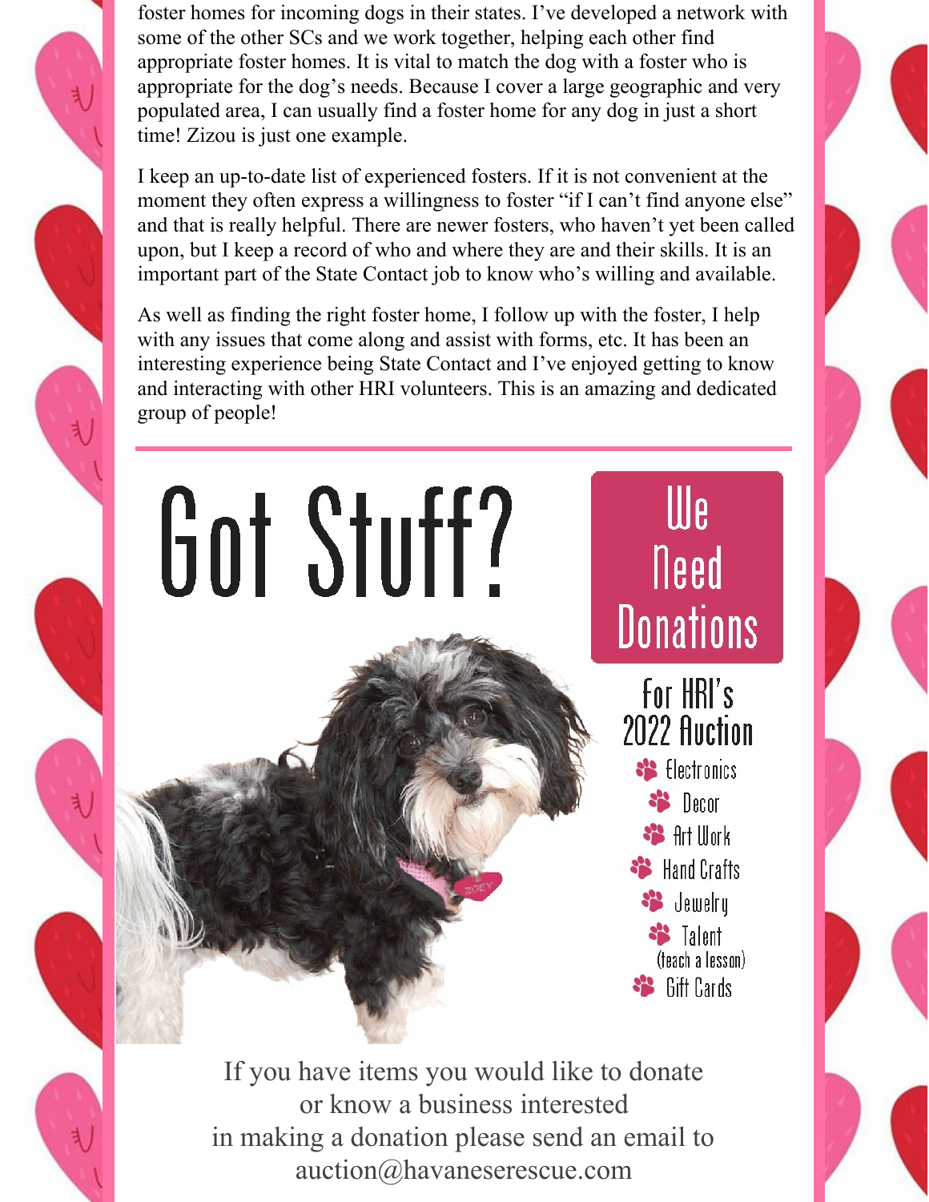foster homes for incoming dogs in their states. I've developed a network with some of the other SCs and we work together, helping each other find appropriate foster homes. It is vital to match the dog with a foster who is appropriate for the dog's needs. Because I cover a large geographic and very populated area, I can usually find a foster home for any dog in just a short time! Zizou is just one example.

I keep an up-to-date list of experienced fosters. If it is not convenient at the moment they often express a willingness to foster "if I can't find anyone else" and that is really helpful. There are newer fosters, who haven't yet been called upon, but I keep a record of who and where they are and their skills. It is an important part of the State Contact job to know who's willing and available.

As well as finding the right foster home, I follow up with the foster, I help with any issues that come along and assist with forms, etc. It has been an interesting experience being State Contact and I've enjoyed getting to know and interacting with other HRI volunteers. This is an amazing and dedicated group of people!

---

# Got Stuff?

## We Need Donations

### For HRI's 2022 Auction

- Electronics
- Decor
- Art Work
- Hand Crafts
- Jewelry
- Talent (teach a lesson)
- Gift Cards

If you have items you would like to donate or know a business interested in making a donation please send an email to auction@havaneserescue.com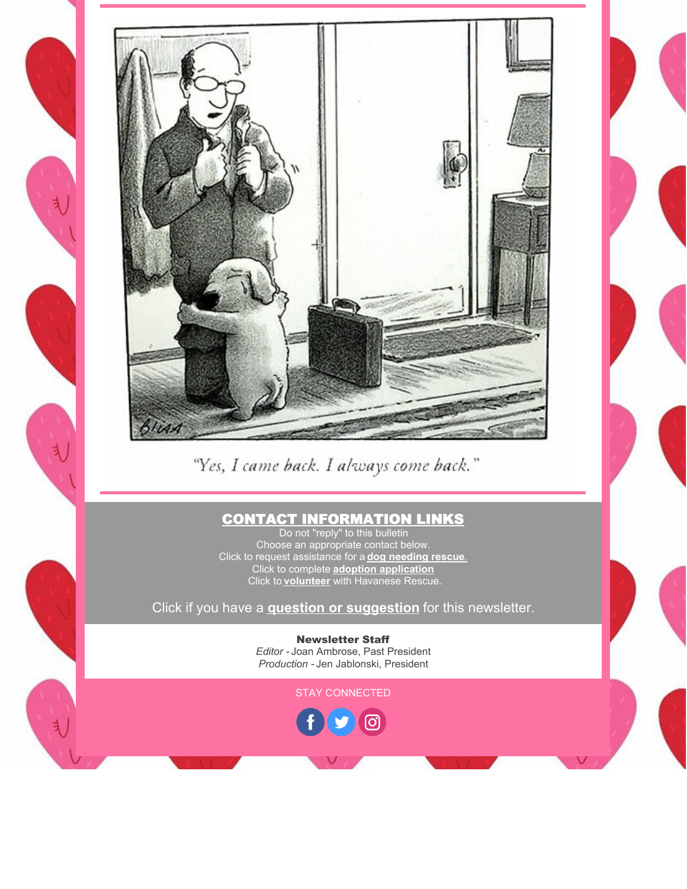"Yes, I came back. I always come back."

## CONTACT INFORMATION LINKS

Do not "reply" to this bulletin
Choose an appropriate contact below.
Click to request assistance for a **dog needing rescue**.
Click to complete **adoption application**
Click to **volunteer** with Havanese Rescue.

Click if you have a **question or suggestion** for this newsletter.

**Newsletter Staff**
*Editor* - Joan Ambrose, Past President
*Production* - Jen Jablonski, President

STAY CONNECTED